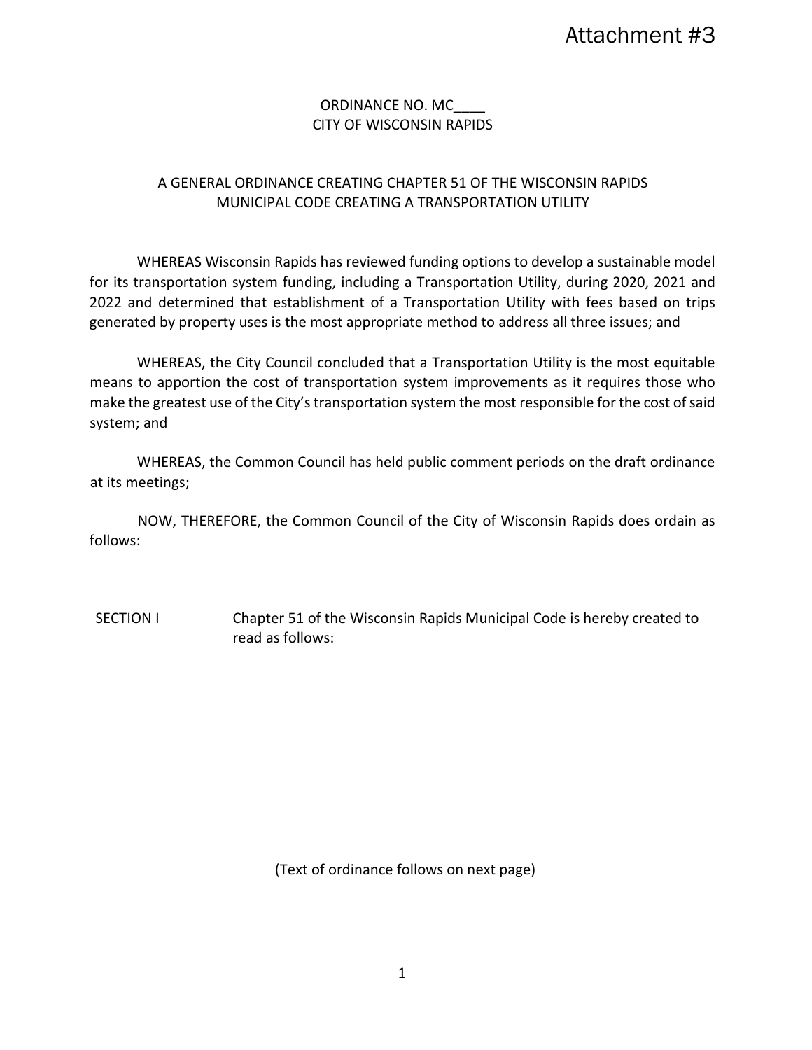Attachment #3

ORDINANCE NO. MC____
CITY OF WISCONSIN RAPIDS

A GENERAL ORDINANCE CREATING CHAPTER 51 OF THE WISCONSIN RAPIDS MUNICIPAL CODE CREATING A TRANSPORTATION UTILITY

WHEREAS Wisconsin Rapids has reviewed funding options to develop a sustainable model for its transportation system funding, including a Transportation Utility, during 2020, 2021 and 2022 and determined that establishment of a Transportation Utility with fees based on trips generated by property uses is the most appropriate method to address all three issues; and

WHEREAS, the City Council concluded that a Transportation Utility is the most equitable means to apportion the cost of transportation system improvements as it requires those who make the greatest use of the City's transportation system the most responsible for the cost of said system; and

WHEREAS, the Common Council has held public comment periods on the draft ordinance at its meetings;

NOW, THEREFORE, the Common Council of the City of Wisconsin Rapids does ordain as follows:

SECTION I Chapter 51 of the Wisconsin Rapids Municipal Code is hereby created to read as follows:

(Text of ordinance follows on next page)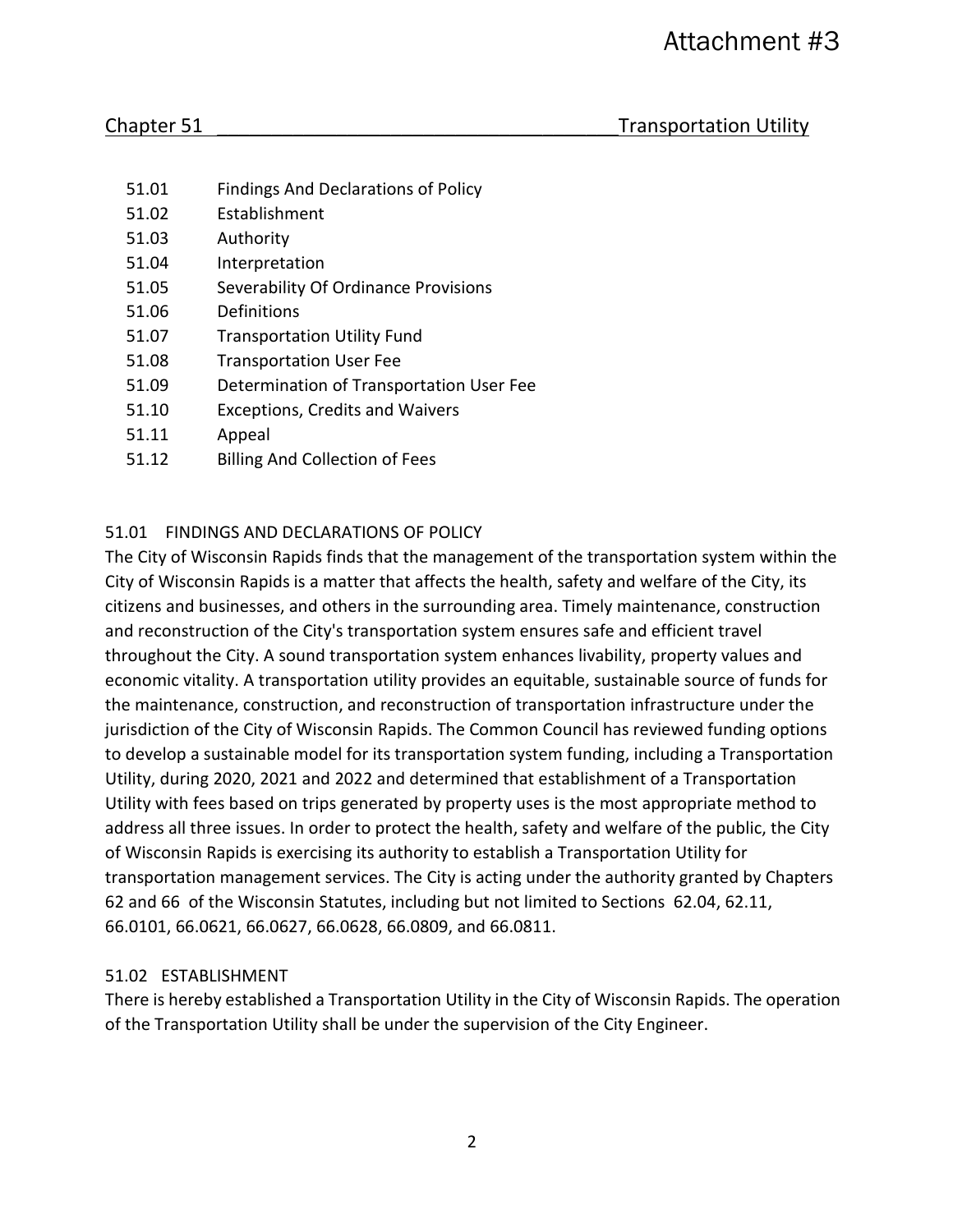Attachment #3

## Chapter 51 Transportation Utility

| | |
|---|---|
| 51.01 | Findings And Declarations of Policy |
| 51.02 | Establishment |
| 51.03 | Authority |
| 51.04 | Interpretation |
| 51.05 | Severability Of Ordinance Provisions |
| 51.06 | Definitions |
| 51.07 | Transportation Utility Fund |
| 51.08 | Transportation User Fee |
| 51.09 | Determination of Transportation User Fee |
| 51.10 | Exceptions, Credits and Waivers |
| 51.11 | Appeal |
| 51.12 | Billing And Collection of Fees |

### 51.01 FINDINGS AND DECLARATIONS OF POLICY

The City of Wisconsin Rapids finds that the management of the transportation system within the City of Wisconsin Rapids is a matter that affects the health, safety and welfare of the City, its citizens and businesses, and others in the surrounding area. Timely maintenance, construction and reconstruction of the City's transportation system ensures safe and efficient travel throughout the City. A sound transportation system enhances livability, property values and economic vitality. A transportation utility provides an equitable, sustainable source of funds for the maintenance, construction, and reconstruction of transportation infrastructure under the jurisdiction of the City of Wisconsin Rapids. The Common Council has reviewed funding options to develop a sustainable model for its transportation system funding, including a Transportation Utility, during 2020, 2021 and 2022 and determined that establishment of a Transportation Utility with fees based on trips generated by property uses is the most appropriate method to address all three issues. In order to protect the health, safety and welfare of the public, the City of Wisconsin Rapids is exercising its authority to establish a Transportation Utility for transportation management services. The City is acting under the authority granted by Chapters 62 and 66 of the Wisconsin Statutes, including but not limited to Sections 62.04, 62.11, 66.0101, 66.0621, 66.0627, 66.0628, 66.0809, and 66.0811.

### 51.02 ESTABLISHMENT

There is hereby established a Transportation Utility in the City of Wisconsin Rapids. The operation of the Transportation Utility shall be under the supervision of the City Engineer.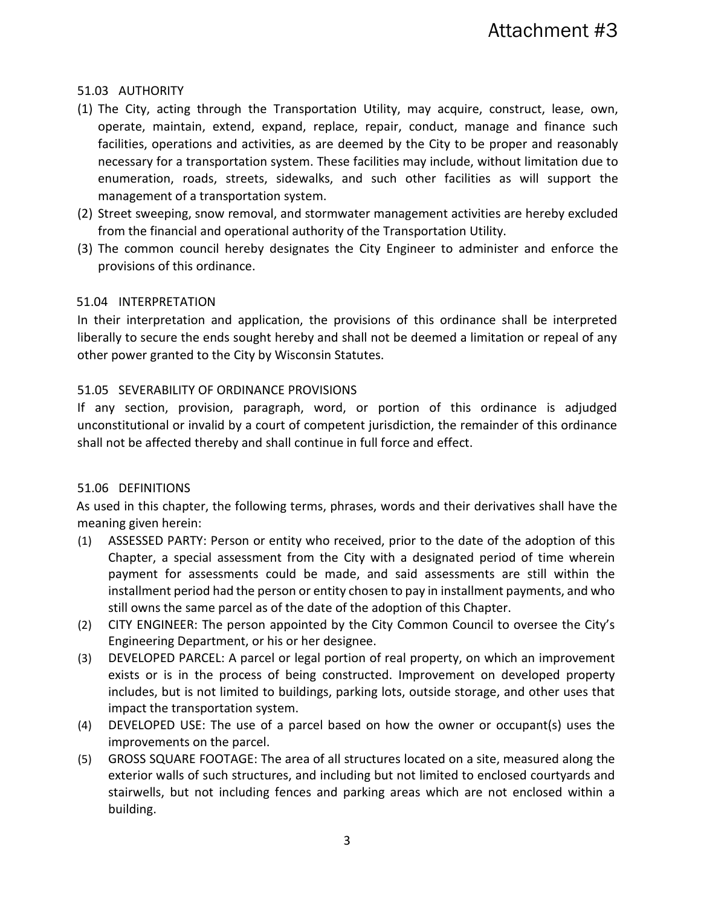Attachment #3

### 51.03 AUTHORITY

(1) The City, acting through the Transportation Utility, may acquire, construct, lease, own, operate, maintain, extend, expand, replace, repair, conduct, manage and finance such facilities, operations and activities, as are deemed by the City to be proper and reasonably necessary for a transportation system. These facilities may include, without limitation due to enumeration, roads, streets, sidewalks, and such other facilities as will support the management of a transportation system.

(2) Street sweeping, snow removal, and stormwater management activities are hereby excluded from the financial and operational authority of the Transportation Utility.

(3) The common council hereby designates the City Engineer to administer and enforce the provisions of this ordinance.

### 51.04 INTERPRETATION

In their interpretation and application, the provisions of this ordinance shall be interpreted liberally to secure the ends sought hereby and shall not be deemed a limitation or repeal of any other power granted to the City by Wisconsin Statutes.

### 51.05 SEVERABILITY OF ORDINANCE PROVISIONS

If any section, provision, paragraph, word, or portion of this ordinance is adjudged unconstitutional or invalid by a court of competent jurisdiction, the remainder of this ordinance shall not be affected thereby and shall continue in full force and effect.

### 51.06 DEFINITIONS

As used in this chapter, the following terms, phrases, words and their derivatives shall have the meaning given herein:

(1) ASSESSED PARTY: Person or entity who received, prior to the date of the adoption of this Chapter, a special assessment from the City with a designated period of time wherein payment for assessments could be made, and said assessments are still within the installment period had the person or entity chosen to pay in installment payments, and who still owns the same parcel as of the date of the adoption of this Chapter.

(2) CITY ENGINEER: The person appointed by the City Common Council to oversee the City's Engineering Department, or his or her designee.

(3) DEVELOPED PARCEL: A parcel or legal portion of real property, on which an improvement exists or is in the process of being constructed. Improvement on developed property includes, but is not limited to buildings, parking lots, outside storage, and other uses that impact the transportation system.

(4) DEVELOPED USE: The use of a parcel based on how the owner or occupant(s) uses the improvements on the parcel.

(5) GROSS SQUARE FOOTAGE: The area of all structures located on a site, measured along the exterior walls of such structures, and including but not limited to enclosed courtyards and stairwells, but not including fences and parking areas which are not enclosed within a building.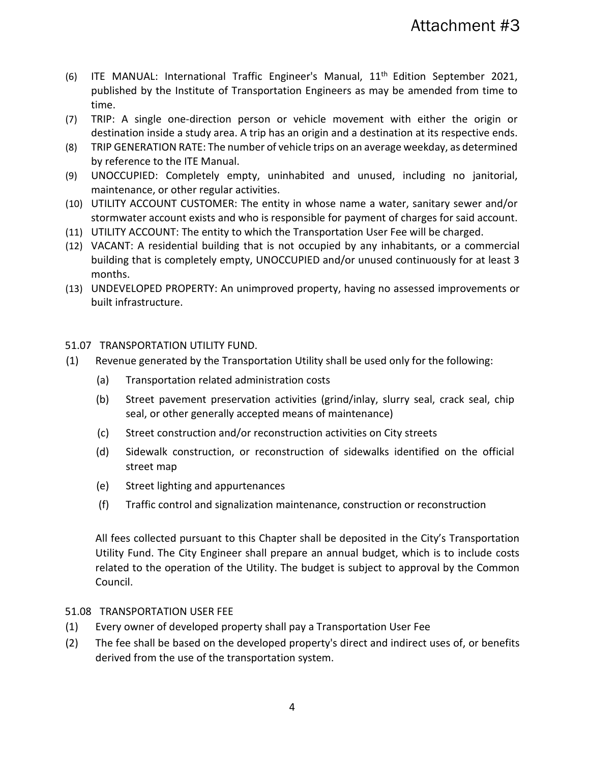Attachment #3

(6) ITE MANUAL: International Traffic Engineer's Manual, 11th Edition September 2021, published by the Institute of Transportation Engineers as may be amended from time to time.

(7) TRIP: A single one-direction person or vehicle movement with either the origin or destination inside a study area. A trip has an origin and a destination at its respective ends.

(8) TRIP GENERATION RATE: The number of vehicle trips on an average weekday, as determined by reference to the ITE Manual.

(9) UNOCCUPIED: Completely empty, uninhabited and unused, including no janitorial, maintenance, or other regular activities.

(10) UTILITY ACCOUNT CUSTOMER: The entity in whose name a water, sanitary sewer and/or stormwater account exists and who is responsible for payment of charges for said account.

(11) UTILITY ACCOUNT: The entity to which the Transportation User Fee will be charged.

(12) VACANT: A residential building that is not occupied by any inhabitants, or a commercial building that is completely empty, UNOCCUPIED and/or unused continuously for at least 3 months.

(13) UNDEVELOPED PROPERTY: An unimproved property, having no assessed improvements or built infrastructure.

51.07 TRANSPORTATION UTILITY FUND.

(1) Revenue generated by the Transportation Utility shall be used only for the following:

  (a) Transportation related administration costs

  (b) Street pavement preservation activities (grind/inlay, slurry seal, crack seal, chip seal, or other generally accepted means of maintenance)

  (c) Street construction and/or reconstruction activities on City streets

  (d) Sidewalk construction, or reconstruction of sidewalks identified on the official street map

  (e) Street lighting and appurtenances

  (f) Traffic control and signalization maintenance, construction or reconstruction

All fees collected pursuant to this Chapter shall be deposited in the City's Transportation Utility Fund. The City Engineer shall prepare an annual budget, which is to include costs related to the operation of the Utility. The budget is subject to approval by the Common Council.

51.08 TRANSPORTATION USER FEE

(1) Every owner of developed property shall pay a Transportation User Fee

(2) The fee shall be based on the developed property's direct and indirect uses of, or benefits derived from the use of the transportation system.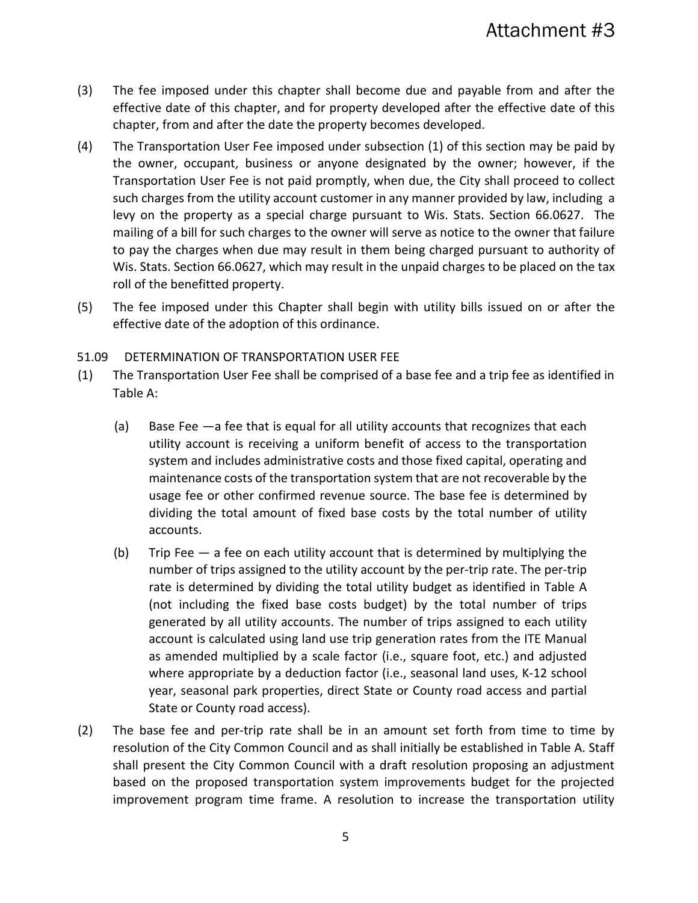(3) The fee imposed under this chapter shall become due and payable from and after the effective date of this chapter, and for property developed after the effective date of this chapter, from and after the date the property becomes developed.

(4) The Transportation User Fee imposed under subsection (1) of this section may be paid by the owner, occupant, business or anyone designated by the owner; however, if the Transportation User Fee is not paid promptly, when due, the City shall proceed to collect such charges from the utility account customer in any manner provided by law, including a levy on the property as a special charge pursuant to Wis. Stats. Section 66.0627. The mailing of a bill for such charges to the owner will serve as notice to the owner that failure to pay the charges when due may result in them being charged pursuant to authority of Wis. Stats. Section 66.0627, which may result in the unpaid charges to be placed on the tax roll of the benefitted property.

(5) The fee imposed under this Chapter shall begin with utility bills issued on or after the effective date of the adoption of this ordinance.

51.09 DETERMINATION OF TRANSPORTATION USER FEE

(1) The Transportation User Fee shall be comprised of a base fee and a trip fee as identified in Table A:

   (a) Base Fee —a fee that is equal for all utility accounts that recognizes that each utility account is receiving a uniform benefit of access to the transportation system and includes administrative costs and those fixed capital, operating and maintenance costs of the transportation system that are not recoverable by the usage fee or other confirmed revenue source. The base fee is determined by dividing the total amount of fixed base costs by the total number of utility accounts.

   (b) Trip Fee — a fee on each utility account that is determined by multiplying the number of trips assigned to the utility account by the per-trip rate. The per-trip rate is determined by dividing the total utility budget as identified in Table A (not including the fixed base costs budget) by the total number of trips generated by all utility accounts. The number of trips assigned to each utility account is calculated using land use trip generation rates from the ITE Manual as amended multiplied by a scale factor (i.e., square foot, etc.) and adjusted where appropriate by a deduction factor (i.e., seasonal land uses, K-12 school year, seasonal park properties, direct State or County road access and partial State or County road access).

(2) The base fee and per-trip rate shall be in an amount set forth from time to time by resolution of the City Common Council and as shall initially be established in Table A. Staff shall present the City Common Council with a draft resolution proposing an adjustment based on the proposed transportation system improvements budget for the projected improvement program time frame. A resolution to increase the transportation utility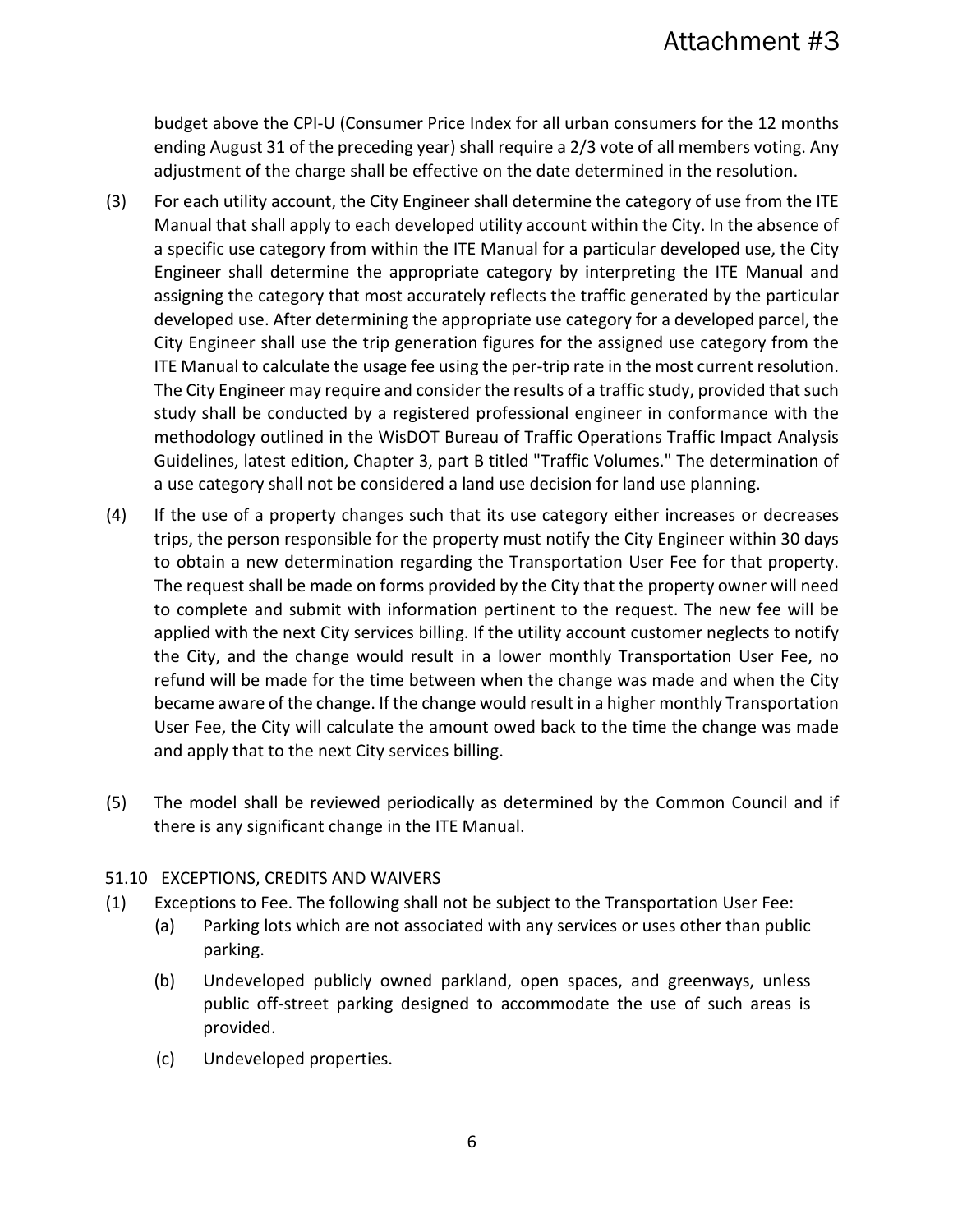budget above the CPI-U (Consumer Price Index for all urban consumers for the 12 months ending August 31 of the preceding year) shall require a 2/3 vote of all members voting. Any adjustment of the charge shall be effective on the date determined in the resolution.

(3) For each utility account, the City Engineer shall determine the category of use from the ITE Manual that shall apply to each developed utility account within the City. In the absence of a specific use category from within the ITE Manual for a particular developed use, the City Engineer shall determine the appropriate category by interpreting the ITE Manual and assigning the category that most accurately reflects the traffic generated by the particular developed use. After determining the appropriate use category for a developed parcel, the City Engineer shall use the trip generation figures for the assigned use category from the ITE Manual to calculate the usage fee using the per-trip rate in the most current resolution. The City Engineer may require and consider the results of a traffic study, provided that such study shall be conducted by a registered professional engineer in conformance with the methodology outlined in the WisDOT Bureau of Traffic Operations Traffic Impact Analysis Guidelines, latest edition, Chapter 3, part B titled "Traffic Volumes." The determination of a use category shall not be considered a land use decision for land use planning.

(4) If the use of a property changes such that its use category either increases or decreases trips, the person responsible for the property must notify the City Engineer within 30 days to obtain a new determination regarding the Transportation User Fee for that property. The request shall be made on forms provided by the City that the property owner will need to complete and submit with information pertinent to the request. The new fee will be applied with the next City services billing. If the utility account customer neglects to notify the City, and the change would result in a lower monthly Transportation User Fee, no refund will be made for the time between when the change was made and when the City became aware of the change. If the change would result in a higher monthly Transportation User Fee, the City will calculate the amount owed back to the time the change was made and apply that to the next City services billing.

(5) The model shall be reviewed periodically as determined by the Common Council and if there is any significant change in the ITE Manual.

51.10 EXCEPTIONS, CREDITS AND WAIVERS

(1) Exceptions to Fee. The following shall not be subject to the Transportation User Fee:
   - (a) Parking lots which are not associated with any services or uses other than public parking.
   - (b) Undeveloped publicly owned parkland, open spaces, and greenways, unless public off-street parking designed to accommodate the use of such areas is provided.
   - (c) Undeveloped properties.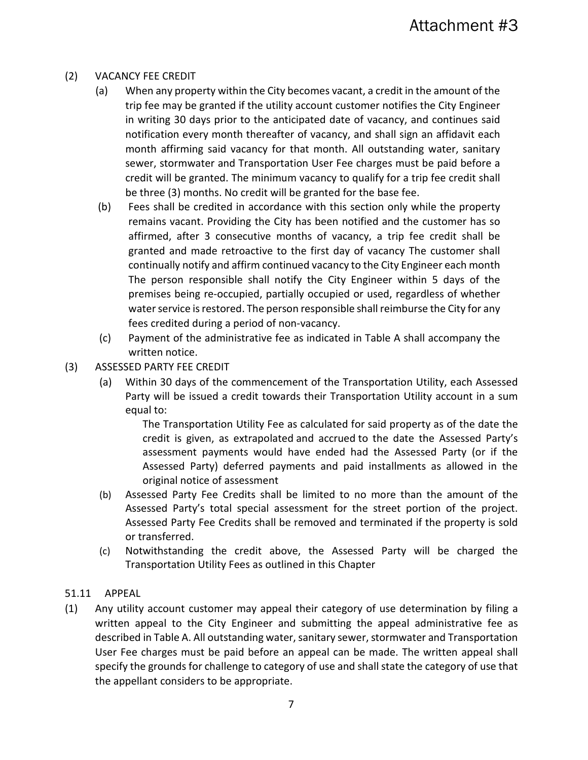(2) VACANCY FEE CREDIT

(a) When any property within the City becomes vacant, a credit in the amount of the trip fee may be granted if the utility account customer notifies the City Engineer in writing 30 days prior to the anticipated date of vacancy, and continues said notification every month thereafter of vacancy, and shall sign an affidavit each month affirming said vacancy for that month. All outstanding water, sanitary sewer, stormwater and Transportation User Fee charges must be paid before a credit will be granted. The minimum vacancy to qualify for a trip fee credit shall be three (3) months. No credit will be granted for the base fee.

(b) Fees shall be credited in accordance with this section only while the property remains vacant. Providing the City has been notified and the customer has so affirmed, after 3 consecutive months of vacancy, a trip fee credit shall be granted and made retroactive to the first day of vacancy The customer shall continually notify and affirm continued vacancy to the City Engineer each month The person responsible shall notify the City Engineer within 5 days of the premises being re-occupied, partially occupied or used, regardless of whether water service is restored. The person responsible shall reimburse the City for any fees credited during a period of non-vacancy.

(c) Payment of the administrative fee as indicated in Table A shall accompany the written notice.

(3) ASSESSED PARTY FEE CREDIT

(a) Within 30 days of the commencement of the Transportation Utility, each Assessed Party will be issued a credit towards their Transportation Utility account in a sum equal to:

> The Transportation Utility Fee as calculated for said property as of the date the credit is given, as extrapolated and accrued to the date the Assessed Party's assessment payments would have ended had the Assessed Party (or if the Assessed Party) deferred payments and paid installments as allowed in the original notice of assessment

(b) Assessed Party Fee Credits shall be limited to no more than the amount of the Assessed Party's total special assessment for the street portion of the project. Assessed Party Fee Credits shall be removed and terminated if the property is sold or transferred.

(c) Notwithstanding the credit above, the Assessed Party will be charged the Transportation Utility Fees as outlined in this Chapter

## 51.11 APPEAL

(1) Any utility account customer may appeal their category of use determination by filing a written appeal to the City Engineer and submitting the appeal administrative fee as described in Table A. All outstanding water, sanitary sewer, stormwater and Transportation User Fee charges must be paid before an appeal can be made. The written appeal shall specify the grounds for challenge to category of use and shall state the category of use that the appellant considers to be appropriate.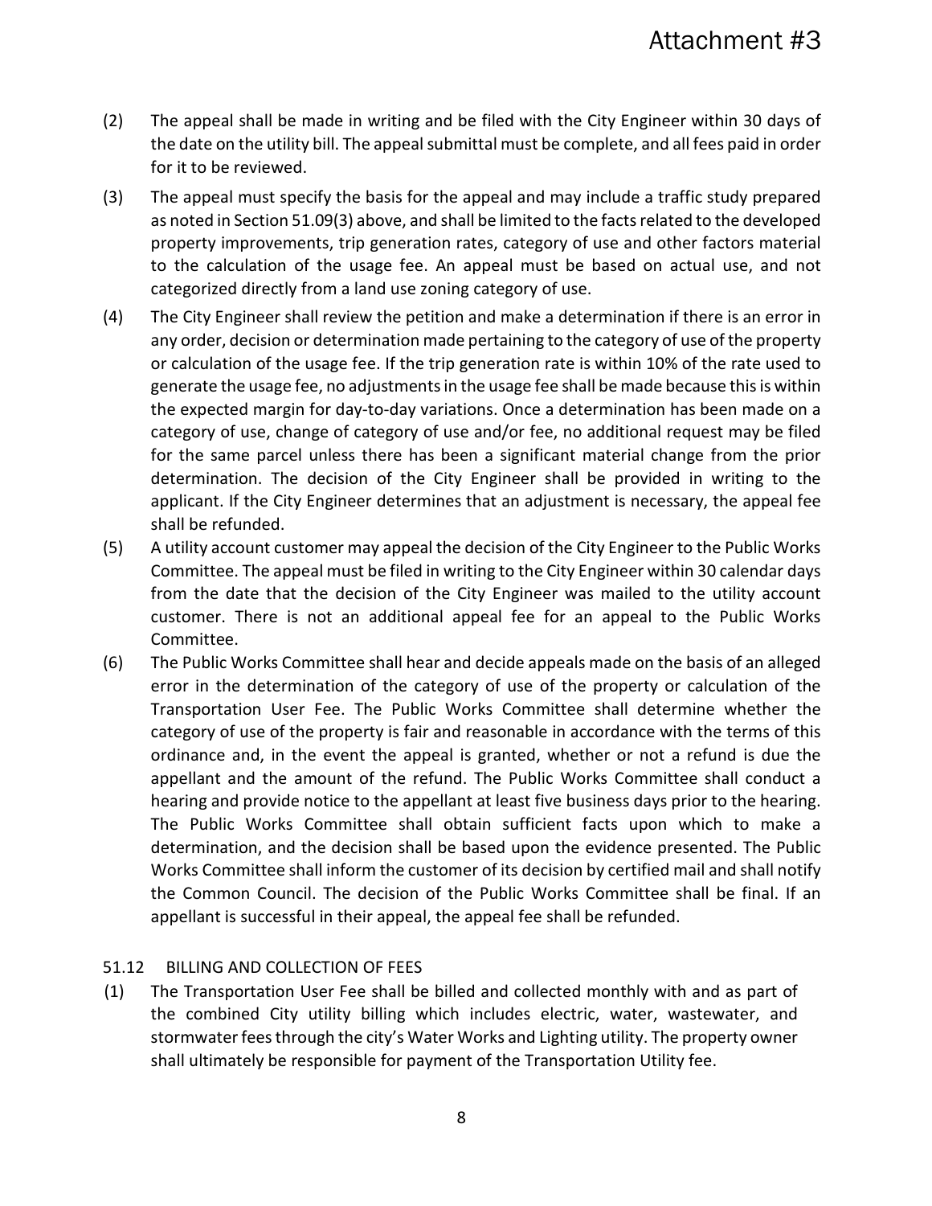(2) The appeal shall be made in writing and be filed with the City Engineer within 30 days of the date on the utility bill. The appeal submittal must be complete, and all fees paid in order for it to be reviewed.

(3) The appeal must specify the basis for the appeal and may include a traffic study prepared as noted in Section 51.09(3) above, and shall be limited to the facts related to the developed property improvements, trip generation rates, category of use and other factors material to the calculation of the usage fee. An appeal must be based on actual use, and not categorized directly from a land use zoning category of use.

(4) The City Engineer shall review the petition and make a determination if there is an error in any order, decision or determination made pertaining to the category of use of the property or calculation of the usage fee. If the trip generation rate is within 10% of the rate used to generate the usage fee, no adjustments in the usage fee shall be made because this is within the expected margin for day-to-day variations. Once a determination has been made on a category of use, change of category of use and/or fee, no additional request may be filed for the same parcel unless there has been a significant material change from the prior determination. The decision of the City Engineer shall be provided in writing to the applicant. If the City Engineer determines that an adjustment is necessary, the appeal fee shall be refunded.

(5) A utility account customer may appeal the decision of the City Engineer to the Public Works Committee. The appeal must be filed in writing to the City Engineer within 30 calendar days from the date that the decision of the City Engineer was mailed to the utility account customer. There is not an additional appeal fee for an appeal to the Public Works Committee.

(6) The Public Works Committee shall hear and decide appeals made on the basis of an alleged error in the determination of the category of use of the property or calculation of the Transportation User Fee. The Public Works Committee shall determine whether the category of use of the property is fair and reasonable in accordance with the terms of this ordinance and, in the event the appeal is granted, whether or not a refund is due the appellant and the amount of the refund. The Public Works Committee shall conduct a hearing and provide notice to the appellant at least five business days prior to the hearing. The Public Works Committee shall obtain sufficient facts upon which to make a determination, and the decision shall be based upon the evidence presented. The Public Works Committee shall inform the customer of its decision by certified mail and shall notify the Common Council. The decision of the Public Works Committee shall be final. If an appellant is successful in their appeal, the appeal fee shall be refunded.

## 51.12 BILLING AND COLLECTION OF FEES

(1) The Transportation User Fee shall be billed and collected monthly with and as part of the combined City utility billing which includes electric, water, wastewater, and stormwater fees through the city's Water Works and Lighting utility. The property owner shall ultimately be responsible for payment of the Transportation Utility fee.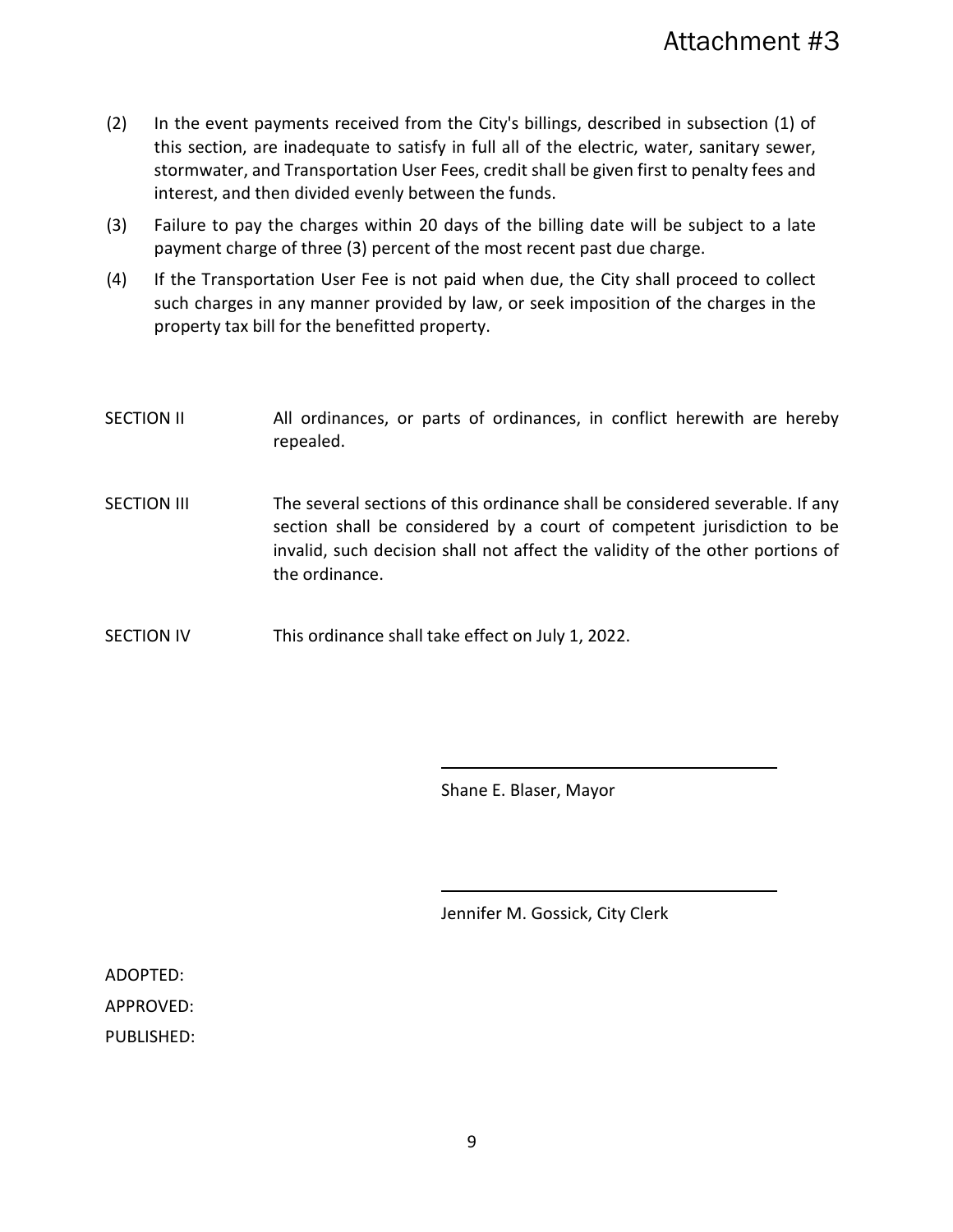Attachment #3

(2) In the event payments received from the City's billings, described in subsection (1) of this section, are inadequate to satisfy in full all of the electric, water, sanitary sewer, stormwater, and Transportation User Fees, credit shall be given first to penalty fees and interest, and then divided evenly between the funds.

(3) Failure to pay the charges within 20 days of the billing date will be subject to a late payment charge of three (3) percent of the most recent past due charge.

(4) If the Transportation User Fee is not paid when due, the City shall proceed to collect such charges in any manner provided by law, or seek imposition of the charges in the property tax bill for the benefitted property.

SECTION II All ordinances, or parts of ordinances, in conflict herewith are hereby repealed.

SECTION III The several sections of this ordinance shall be considered severable. If any section shall be considered by a court of competent jurisdiction to be invalid, such decision shall not affect the validity of the other portions of the ordinance.

SECTION IV This ordinance shall take effect on July 1, 2022.

\_\_\_\_\_\_\_\_\_\_\_\_\_\_\_\_\_\_\_\_\_\_\_\_\_\_\_\_\_\_

Shane E. Blaser, Mayor

\_\_\_\_\_\_\_\_\_\_\_\_\_\_\_\_\_\_\_\_\_\_\_\_\_\_\_\_\_\_

Jennifer M. Gossick, City Clerk

ADOPTED:

APPROVED:

PUBLISHED: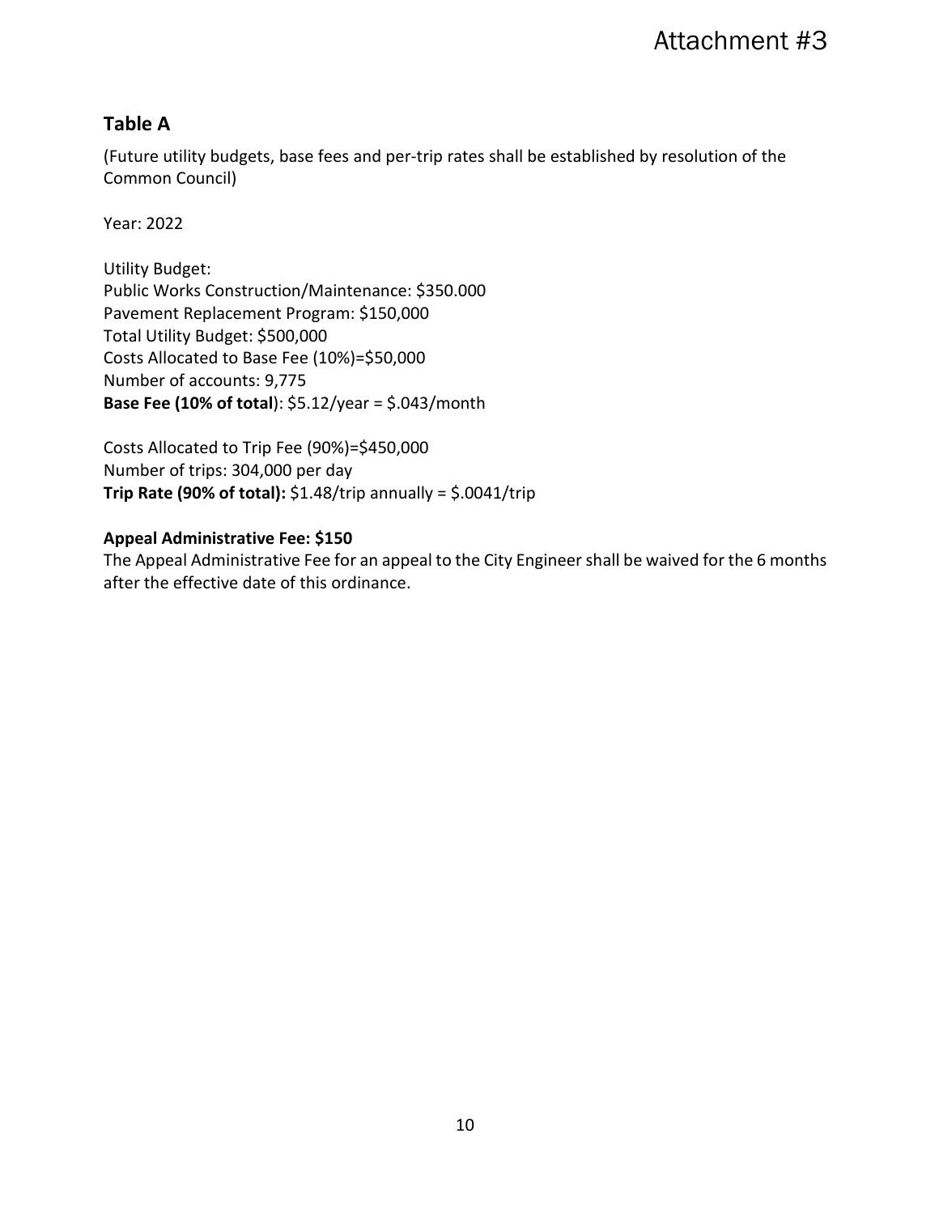Attachment #3

## Table A

(Future utility budgets, base fees and per-trip rates shall be established by resolution of the Common Council)

Year: 2022

Utility Budget:
Public Works Construction/Maintenance: $350.000
Pavement Replacement Program: $150,000
Total Utility Budget: $500,000
Costs Allocated to Base Fee (10%)=$50,000
Number of accounts: 9,775
**Base Fee (10% of total**): $5.12/year = $.043/month

Costs Allocated to Trip Fee (90%)=$450,000
Number of trips: 304,000 per day
**Trip Rate (90% of total):** $1.48/trip annually = $.0041/trip

**Appeal Administrative Fee: $150**
The Appeal Administrative Fee for an appeal to the City Engineer shall be waived for the 6 months after the effective date of this ordinance.